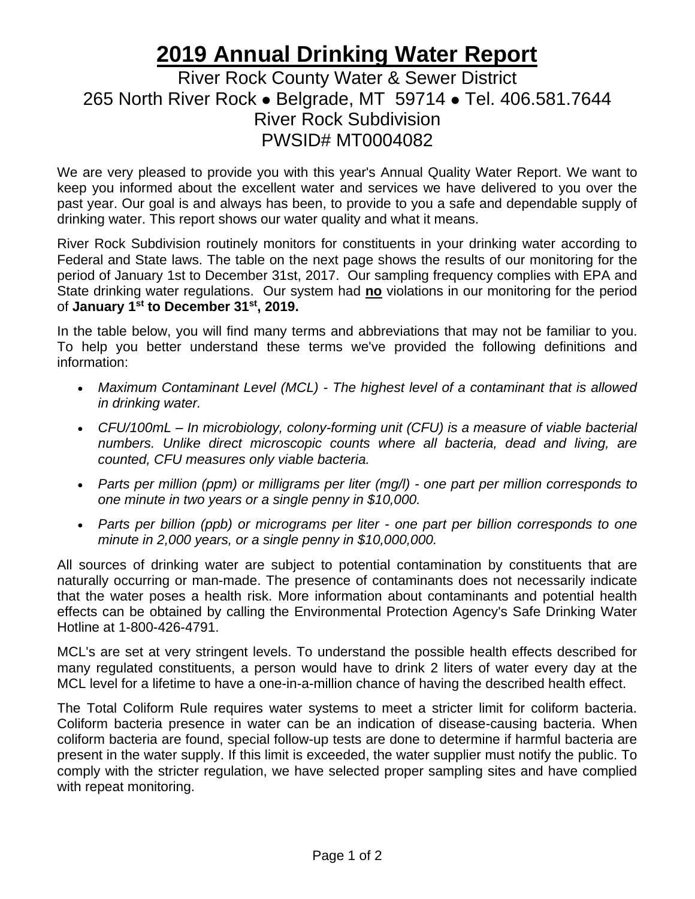# 2019 Annual Drinking Water Report

River Rock County Water & Sewer District
265 North River Rock ● Belgrade, MT 59714 ● Tel. 406.581.7644
River Rock Subdivision
PWSID# MT0004082

We are very pleased to provide you with this year's Annual Quality Water Report. We want to keep you informed about the excellent water and services we have delivered to you over the past year. Our goal is and always has been, to provide to you a safe and dependable supply of drinking water. This report shows our water quality and what it means.

River Rock Subdivision routinely monitors for constituents in your drinking water according to Federal and State laws. The table on the next page shows the results of our monitoring for the period of January 1st to December 31st, 2017. Our sampling frequency complies with EPA and State drinking water regulations. Our system had **no** violations in our monitoring for the period of **January 1st to December 31st, 2019.**

In the table below, you will find many terms and abbreviations that may not be familiar to you. To help you better understand these terms we've provided the following definitions and information:

- *Maximum Contaminant Level (MCL) - The highest level of a contaminant that is allowed in drinking water.*
- *CFU/100mL – In microbiology, colony-forming unit (CFU) is a measure of viable bacterial numbers. Unlike direct microscopic counts where all bacteria, dead and living, are counted, CFU measures only viable bacteria.*
- *Parts per million (ppm) or milligrams per liter (mg/l) - one part per million corresponds to one minute in two years or a single penny in $10,000.*
- *Parts per billion (ppb) or micrograms per liter - one part per billion corresponds to one minute in 2,000 years, or a single penny in $10,000,000.*

All sources of drinking water are subject to potential contamination by constituents that are naturally occurring or man-made. The presence of contaminants does not necessarily indicate that the water poses a health risk. More information about contaminants and potential health effects can be obtained by calling the Environmental Protection Agency's Safe Drinking Water Hotline at 1-800-426-4791.

MCL's are set at very stringent levels. To understand the possible health effects described for many regulated constituents, a person would have to drink 2 liters of water every day at the MCL level for a lifetime to have a one-in-a-million chance of having the described health effect.

The Total Coliform Rule requires water systems to meet a stricter limit for coliform bacteria. Coliform bacteria presence in water can be an indication of disease-causing bacteria. When coliform bacteria are found, special follow-up tests are done to determine if harmful bacteria are present in the water supply. If this limit is exceeded, the water supplier must notify the public. To comply with the stricter regulation, we have selected proper sampling sites and have complied with repeat monitoring.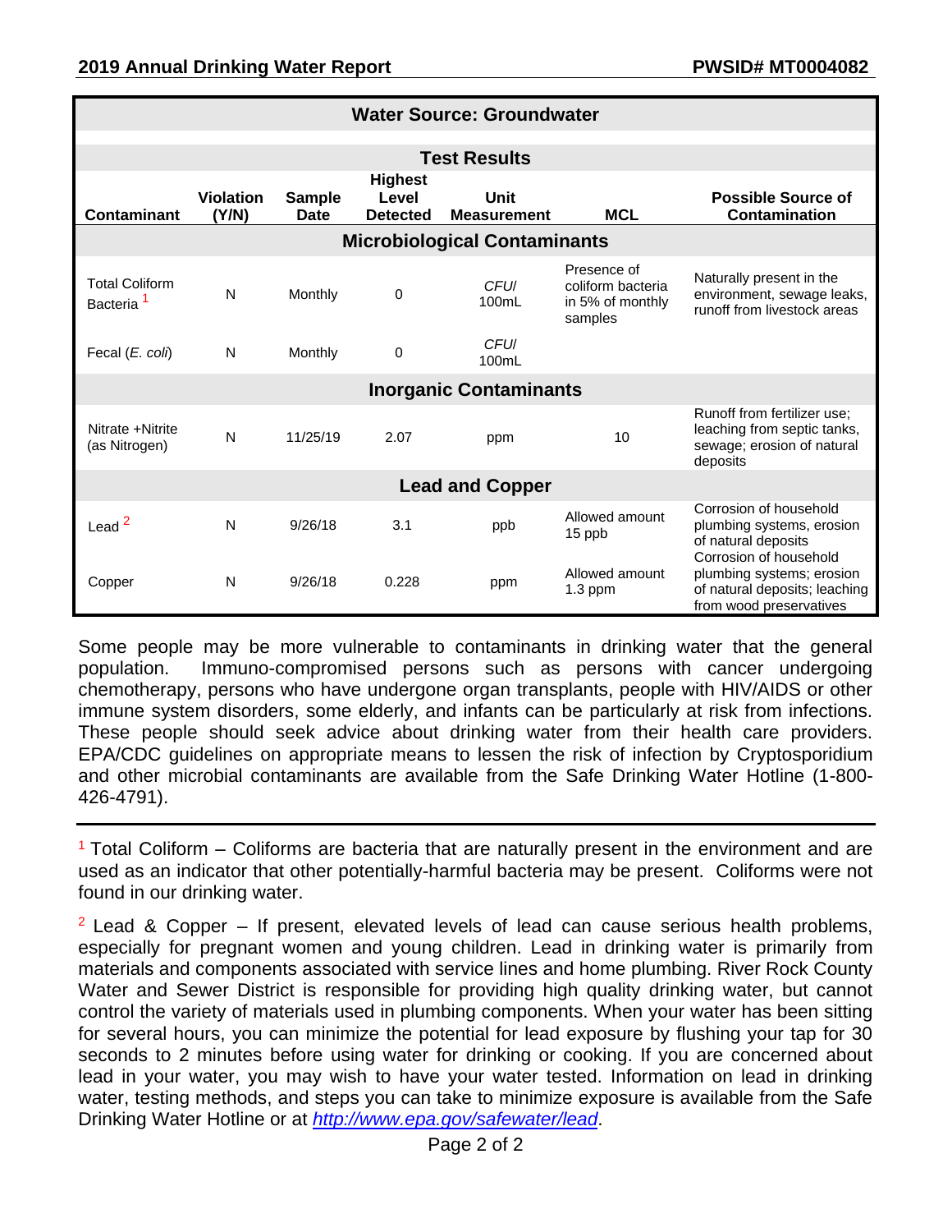| Water Source: Groundwater | | | | | | |
|---|---|---|---|---|---|---|
| **Test Results** | | | | | | |
| **Contaminant** | **Violation (Y/N)** | **Sample Date** | **Highest Level Detected** | **Unit Measurement** | **MCL** | **Possible Source of Contamination** |
| **Microbiological Contaminants** | | | | | | |
| Total Coliform Bacteria [1] | N | Monthly | 0 | *CFU/* 100mL | Presence of coliform bacteria in 5% of monthly samples | Naturally present in the environment, sewage leaks, runoff from livestock areas |
| Fecal (*E. coli*) | N | Monthly | 0 | *CFU/* 100mL | | |
| **Inorganic Contaminants** | | | | | | |
| Nitrate +Nitrite (as Nitrogen) | N | 11/25/19 | 2.07 | ppm | 10 | Runoff from fertilizer use; leaching from septic tanks, sewage; erosion of natural deposits |
| **Lead and Copper** | | | | | | |
| Lead [2] | N | 9/26/18 | 3.1 | ppb | Allowed amount 15 ppb | Corrosion of household plumbing systems, erosion of natural deposits |
| Copper | N | 9/26/18 | 0.228 | ppm | Allowed amount 1.3 ppm | Corrosion of household plumbing systems; erosion of natural deposits; leaching from wood preservatives |

Some people may be more vulnerable to contaminants in drinking water that the general population. Immuno-compromised persons such as persons with cancer undergoing chemotherapy, persons who have undergone organ transplants, people with HIV/AIDS or other immune system disorders, some elderly, and infants can be particularly at risk from infections. These people should seek advice about drinking water from their health care providers. EPA/CDC guidelines on appropriate means to lessen the risk of infection by Cryptosporidium and other microbial contaminants are available from the Safe Drinking Water Hotline (1-800-426-4791).

---

[1] Total Coliform – Coliforms are bacteria that are naturally present in the environment and are used as an indicator that other potentially-harmful bacteria may be present. Coliforms were not found in our drinking water.

[2] Lead & Copper – If present, elevated levels of lead can cause serious health problems, especially for pregnant women and young children. Lead in drinking water is primarily from materials and components associated with service lines and home plumbing. River Rock County Water and Sewer District is responsible for providing high quality drinking water, but cannot control the variety of materials used in plumbing components. When your water has been sitting for several hours, you can minimize the potential for lead exposure by flushing your tap for 30 seconds to 2 minutes before using water for drinking or cooking. If you are concerned about lead in your water, you may wish to have your water tested. Information on lead in drinking water, testing methods, and steps you can take to minimize exposure is available from the Safe Drinking Water Hotline or at *http://www.epa.gov/safewater/lead*.